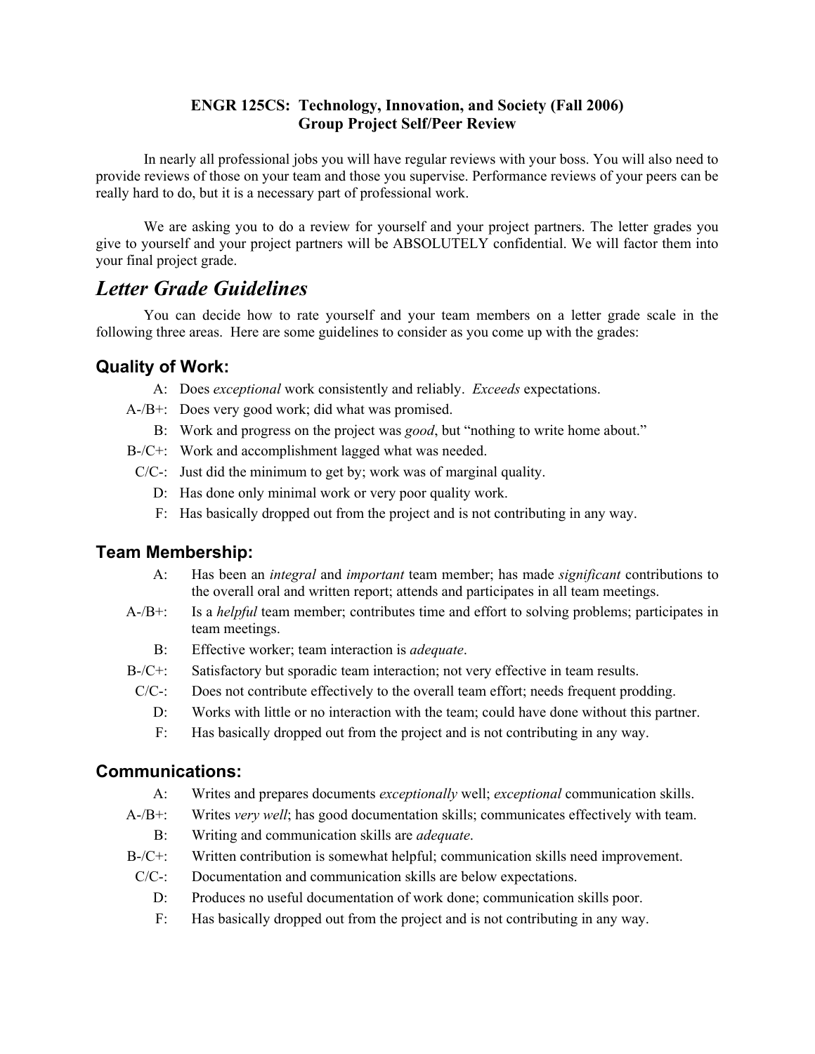**ENGR 125CS: Technology, Innovation, and Society (Fall 2006)**
**Group Project Self/Peer Review**

In nearly all professional jobs you will have regular reviews with your boss. You will also need to provide reviews of those on your team and those you supervise. Performance reviews of your peers can be really hard to do, but it is a necessary part of professional work.

We are asking you to do a review for yourself and your project partners. The letter grades you give to yourself and your project partners will be ABSOLUTELY confidential. We will factor them into your final project grade.

# *Letter Grade Guidelines*

You can decide how to rate yourself and your team members on a letter grade scale in the following three areas. Here are some guidelines to consider as you come up with the grades:

## Quality of Work:

- A: Does *exceptional* work consistently and reliably. *Exceeds* expectations.
- A-/B+: Does very good work; did what was promised.
- B: Work and progress on the project was *good*, but "nothing to write home about."
- B-/C+: Work and accomplishment lagged what was needed.
- C/C-: Just did the minimum to get by; work was of marginal quality.
- D: Has done only minimal work or very poor quality work.
- F: Has basically dropped out from the project and is not contributing in any way.

## Team Membership:

- A: Has been an *integral* and *important* team member; has made *significant* contributions to the overall oral and written report; attends and participates in all team meetings.
- A-/B+: Is a *helpful* team member; contributes time and effort to solving problems; participates in team meetings.
- B: Effective worker; team interaction is *adequate*.
- B-/C+: Satisfactory but sporadic team interaction; not very effective in team results.
- C/C-: Does not contribute effectively to the overall team effort; needs frequent prodding.
- D: Works with little or no interaction with the team; could have done without this partner.
- F: Has basically dropped out from the project and is not contributing in any way.

## Communications:

- A: Writes and prepares documents *exceptionally* well; *exceptional* communication skills.
- A-/B+: Writes *very well*; has good documentation skills; communicates effectively with team.
- B: Writing and communication skills are *adequate*.
- B-/C+: Written contribution is somewhat helpful; communication skills need improvement.
- C/C-: Documentation and communication skills are below expectations.
- D: Produces no useful documentation of work done; communication skills poor.
- F: Has basically dropped out from the project and is not contributing in any way.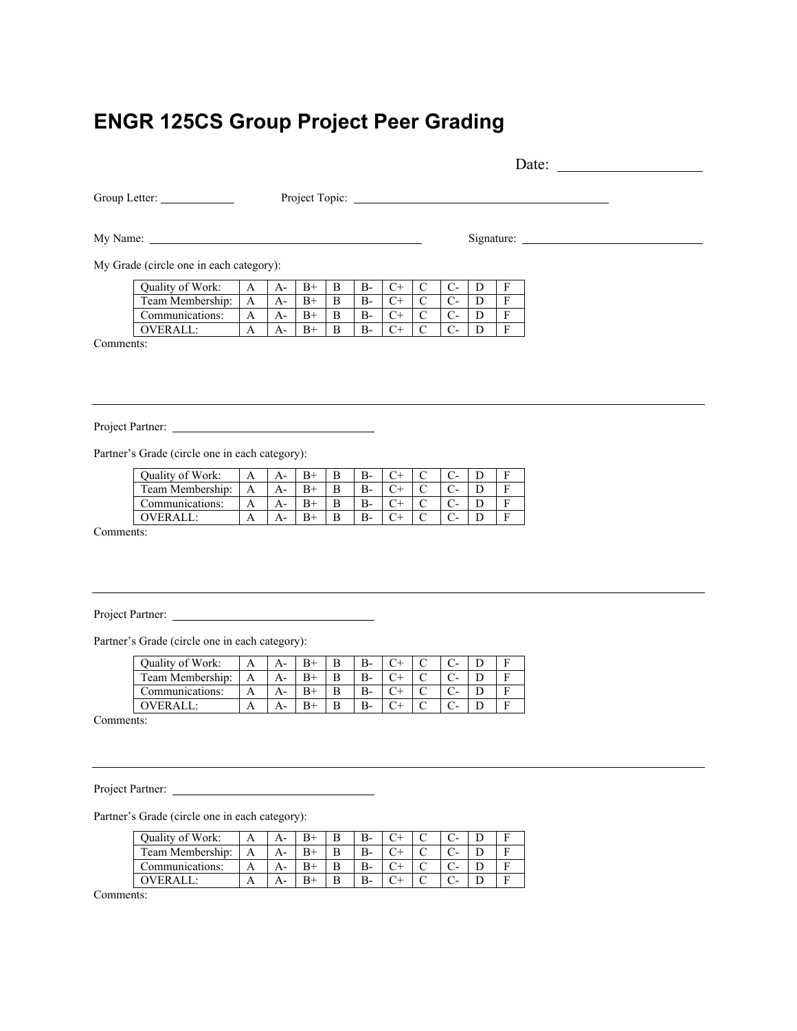# ENGR 125CS Group Project Peer Grading

Date: ____________________

Group Letter: ____________ Project Topic: ____________________________________________

My Name: ______________________________________________ Signature: ______________________________

My Grade (circle one in each category):

| | | | | | | | | | | |
|---|---|---|---|---|---|---|---|---|---|---|
| Quality of Work: | A | A- | B+ | B | B- | C+ | C | C- | D | F |
| Team Membership: | A | A- | B+ | B | B- | C+ | C | C- | D | F |
| Communications: | A | A- | B+ | B | B- | C+ | C | C- | D | F |
| OVERALL: | A | A- | B+ | B | B- | C+ | C | C- | D | F |

Comments:

---

Project Partner: ________________________________

Partner's Grade (circle one in each category):

| | | | | | | | | | | |
|---|---|---|---|---|---|---|---|---|---|---|
| Quality of Work: | A | A- | B+ | B | B- | C+ | C | C- | D | F |
| Team Membership: | A | A- | B+ | B | B- | C+ | C | C- | D | F |
| Communications: | A | A- | B+ | B | B- | C+ | C | C- | D | F |
| OVERALL: | A | A- | B+ | B | B- | C+ | C | C- | D | F |

Comments:

---

Project Partner: ________________________________

Partner's Grade (circle one in each category):

| | | | | | | | | | | |
|---|---|---|---|---|---|---|---|---|---|---|
| Quality of Work: | A | A- | B+ | B | B- | C+ | C | C- | D | F |
| Team Membership: | A | A- | B+ | B | B- | C+ | C | C- | D | F |
| Communications: | A | A- | B+ | B | B- | C+ | C | C- | D | F |
| OVERALL: | A | A- | B+ | B | B- | C+ | C | C- | D | F |

Comments:

---

Project Partner: ________________________________

Partner's Grade (circle one in each category):

| | | | | | | | | | | |
|---|---|---|---|---|---|---|---|---|---|---|
| Quality of Work: | A | A- | B+ | B | B- | C+ | C | C- | D | F |
| Team Membership: | A | A- | B+ | B | B- | C+ | C | C- | D | F |
| Communications: | A | A- | B+ | B | B- | C+ | C | C- | D | F |
| OVERALL: | A | A- | B+ | B | B- | C+ | C | C- | D | F |

Comments: